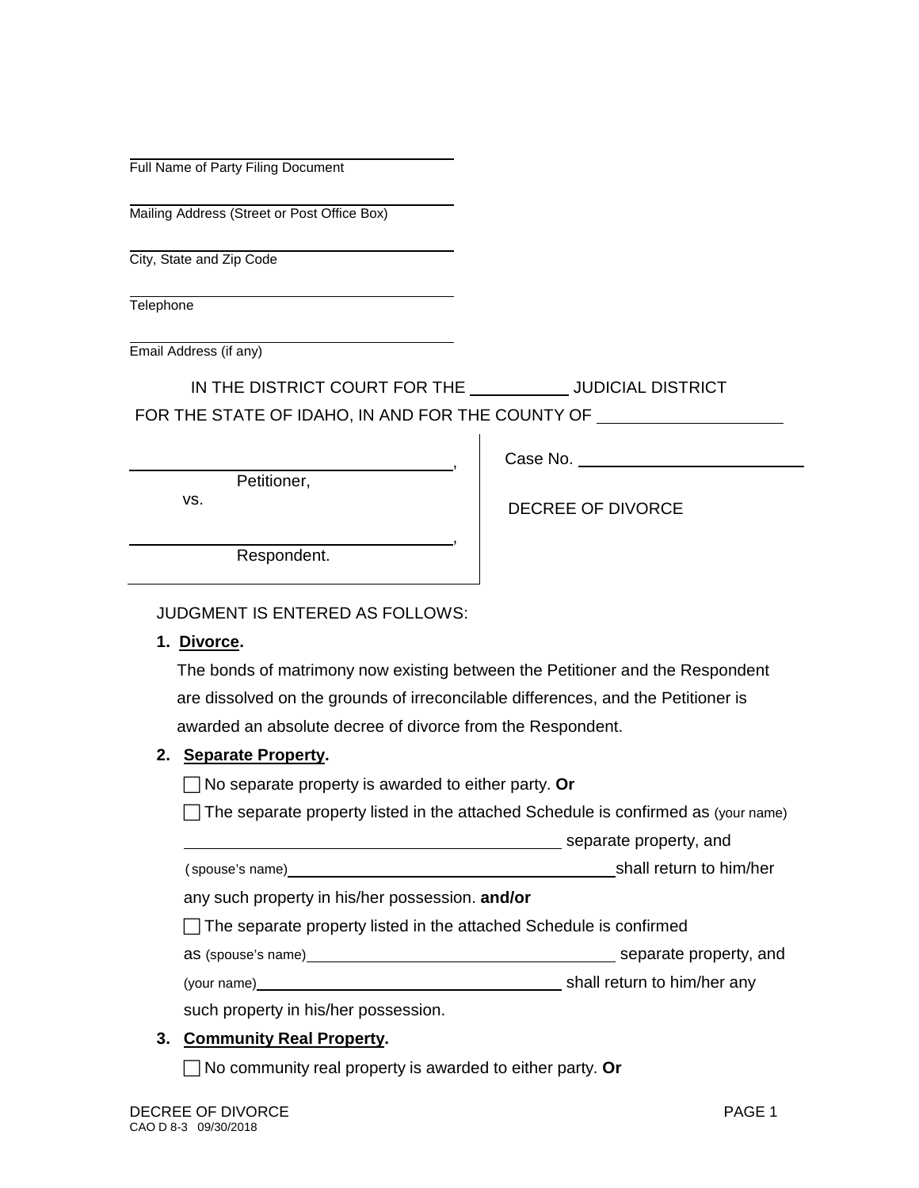______________________________
Full Name of Party Filing Document

______________________________
Mailing Address (Street or Post Office Box)

______________________________
City, State and Zip Code

______________________________
Telephone

______________________________
Email Address (if any)

IN THE DISTRICT COURT FOR THE __________ JUDICIAL DISTRICT
FOR THE STATE OF IDAHO, IN AND FOR THE COUNTY OF __________________

| | |
|---|---|
| ______________________________, Petitioner, | Case No. ______________________ |
| vs. | DECREE OF DIVORCE |
| ______________________________, Respondent. | |

JUDGMENT IS ENTERED AS FOLLOWS:

1. **Divorce.**

   The bonds of matrimony now existing between the Petitioner and the Respondent are dissolved on the grounds of irreconcilable differences, and the Petitioner is awarded an absolute decree of divorce from the Respondent.

2. **Separate Property.**

   ☐ No separate property is awarded to either party. **Or**

   ☐ The separate property listed in the attached Schedule is confirmed as (your name) ______________________________ separate property, and (spouse's name) ______________________________ shall return to him/her any such property in his/her possession. **and/or**

   ☐ The separate property listed in the attached Schedule is confirmed as (spouse's name) ______________________________ separate property, and (your name) ______________________________ shall return to him/her any such property in his/her possession.

3. **Community Real Property.**

   ☐ No community real property is awarded to either party. **Or**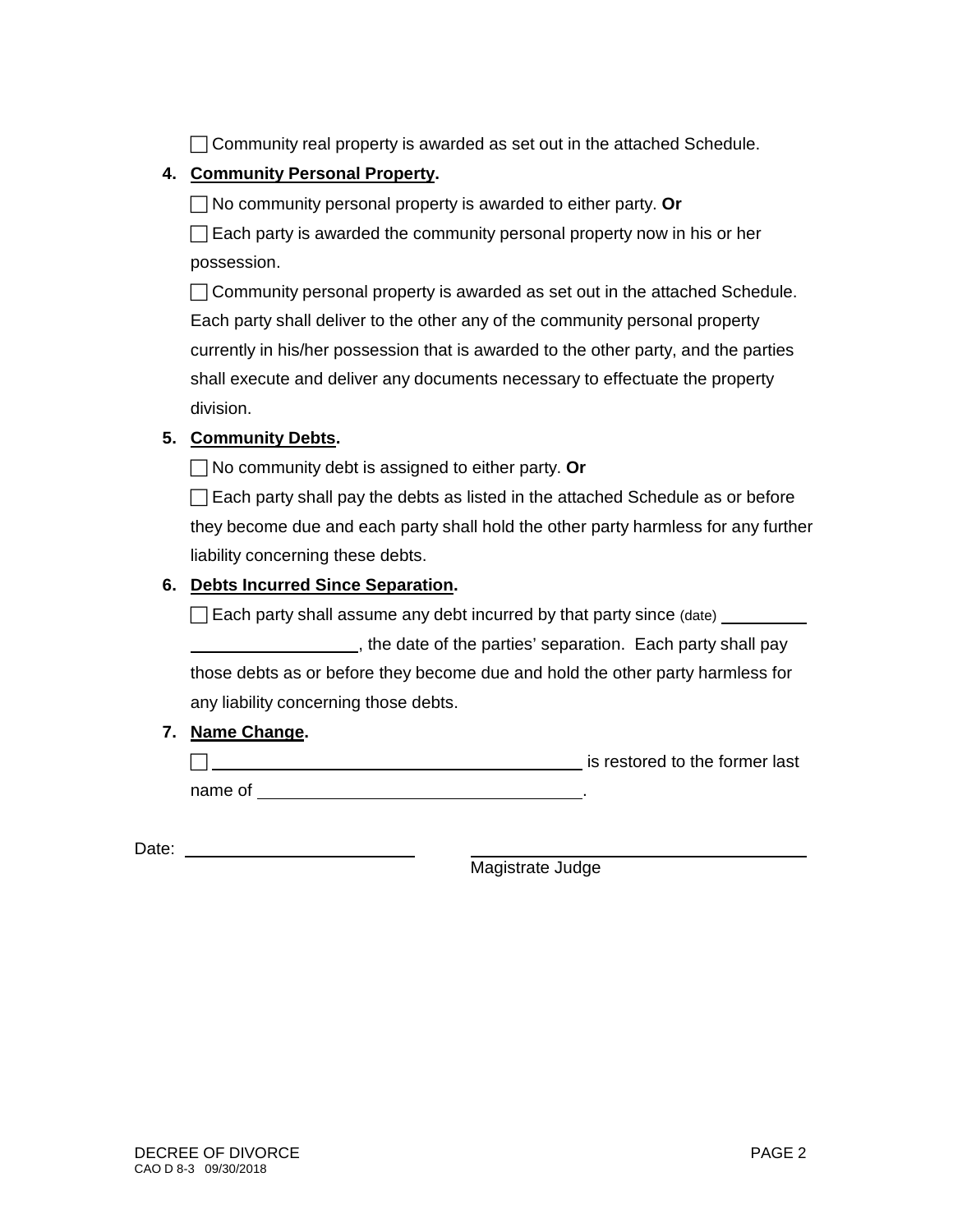☐ Community real property is awarded as set out in the attached Schedule.

4. **Community Personal Property.**

   ☐ No community personal property is awarded to either party. **Or**

   ☐ Each party is awarded the community personal property now in his or her possession.

   ☐ Community personal property is awarded as set out in the attached Schedule. Each party shall deliver to the other any of the community personal property currently in his/her possession that is awarded to the other party, and the parties shall execute and deliver any documents necessary to effectuate the property division.

5. **Community Debts.**

   ☐ No community debt is assigned to either party. **Or**

   ☐ Each party shall pay the debts as listed in the attached Schedule as or before they become due and each party shall hold the other party harmless for any further liability concerning these debts.

6. **Debts Incurred Since Separation.**

   ☐ Each party shall assume any debt incurred by that party since (date) ____________________________, the date of the parties' separation. Each party shall pay those debts as or before they become due and hold the other party harmless for any liability concerning those debts.

7. **Name Change.**

   ☐ ________________________________________ is restored to the former last name of ________________________________.

Date: __________________________ ________________________________________
Magistrate Judge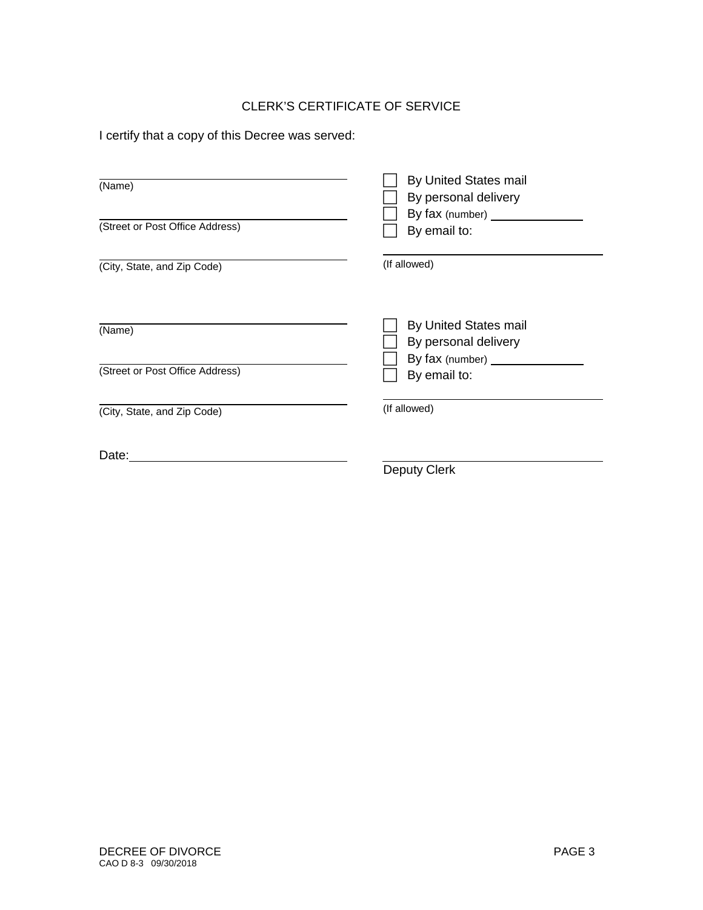## CLERK'S CERTIFICATE OF SERVICE

I certify that a copy of this Decree was served:

| | |
|---|---|
| ______________________________ (Name) | ☐ By United States mail |
| | ☐ By personal delivery |
| ______________________________ (Street or Post Office Address) | ☐ By fax (number) ______________ |
| | ☐ By email to: |
| ______________________________ (City, State, and Zip Code) | ______________________________ (If allowed) |

| | |
|---|---|
| ______________________________ (Name) | ☐ By United States mail |
| | ☐ By personal delivery |
| ______________________________ (Street or Post Office Address) | ☐ By fax (number) ______________ |
| | ☐ By email to: |
| ______________________________ (City, State, and Zip Code) | ______________________________ (If allowed) |

Date: ______________________________

______________________________
Deputy Clerk

DECREE OF DIVORCE
CAO D 8-3 09/30/2018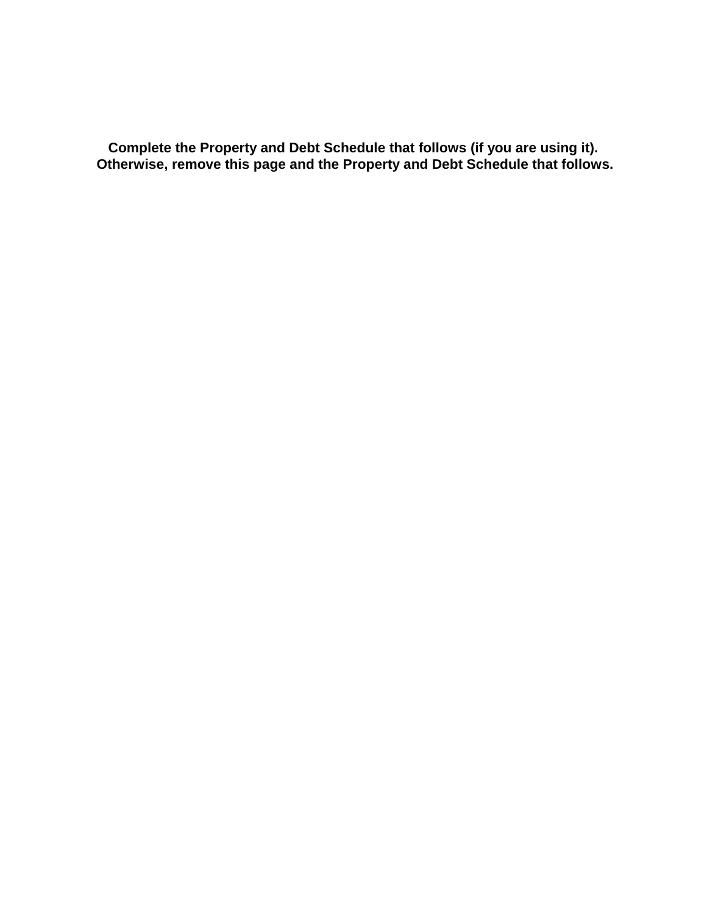**Complete the Property and Debt Schedule that follows (if you are using it). Otherwise, remove this page and the Property and Debt Schedule that follows.**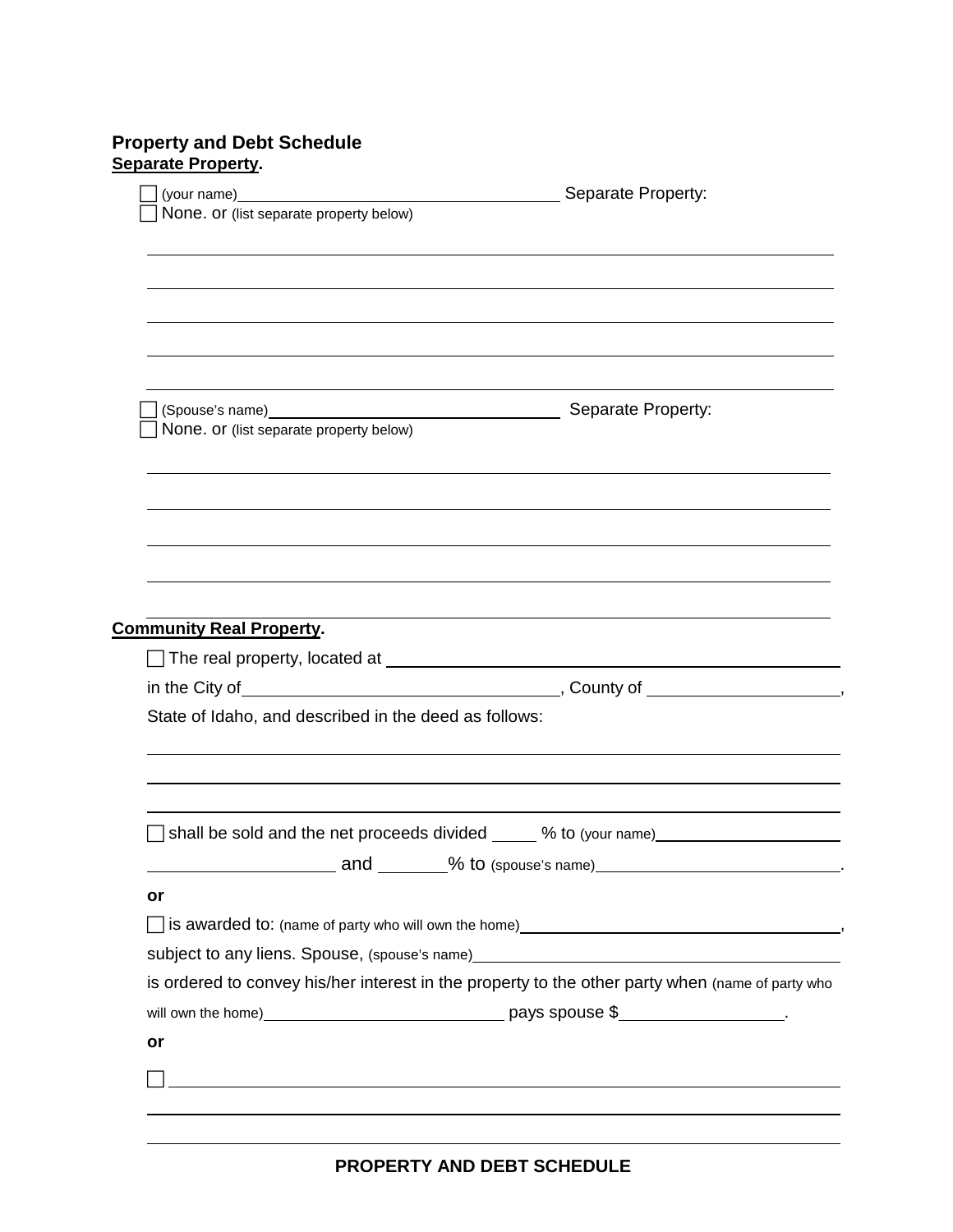**Property and Debt Schedule**

**Separate Property.**

☐ (your name)\_\_\_\_\_\_\_\_\_\_\_\_\_\_\_\_\_\_\_\_\_\_\_\_\_\_\_\_\_\_\_\_\_\_\_\_ Separate Property:
☐ None. or (list separate property below)

\_\_\_\_\_\_\_\_\_\_\_\_\_\_\_\_\_\_\_\_\_\_\_\_\_\_\_\_\_\_\_\_\_\_\_\_\_\_\_\_\_\_\_\_\_\_\_\_\_\_\_\_\_\_\_\_\_\_\_\_\_\_\_\_\_\_\_\_\_\_

\_\_\_\_\_\_\_\_\_\_\_\_\_\_\_\_\_\_\_\_\_\_\_\_\_\_\_\_\_\_\_\_\_\_\_\_\_\_\_\_\_\_\_\_\_\_\_\_\_\_\_\_\_\_\_\_\_\_\_\_\_\_\_\_\_\_\_\_\_\_

\_\_\_\_\_\_\_\_\_\_\_\_\_\_\_\_\_\_\_\_\_\_\_\_\_\_\_\_\_\_\_\_\_\_\_\_\_\_\_\_\_\_\_\_\_\_\_\_\_\_\_\_\_\_\_\_\_\_\_\_\_\_\_\_\_\_\_\_\_\_

\_\_\_\_\_\_\_\_\_\_\_\_\_\_\_\_\_\_\_\_\_\_\_\_\_\_\_\_\_\_\_\_\_\_\_\_\_\_\_\_\_\_\_\_\_\_\_\_\_\_\_\_\_\_\_\_\_\_\_\_\_\_\_\_\_\_\_\_\_\_

\_\_\_\_\_\_\_\_\_\_\_\_\_\_\_\_\_\_\_\_\_\_\_\_\_\_\_\_\_\_\_\_\_\_\_\_\_\_\_\_\_\_\_\_\_\_\_\_\_\_\_\_\_\_\_\_\_\_\_\_\_\_\_\_\_\_\_\_\_\_

☐ (Spouse's name)\_\_\_\_\_\_\_\_\_\_\_\_\_\_\_\_\_\_\_\_\_\_\_\_\_\_\_\_\_\_\_\_\_\_ Separate Property:
☐ None. or (list separate property below)

\_\_\_\_\_\_\_\_\_\_\_\_\_\_\_\_\_\_\_\_\_\_\_\_\_\_\_\_\_\_\_\_\_\_\_\_\_\_\_\_\_\_\_\_\_\_\_\_\_\_\_\_\_\_\_\_\_\_\_\_\_\_\_\_\_\_\_\_\_\_

\_\_\_\_\_\_\_\_\_\_\_\_\_\_\_\_\_\_\_\_\_\_\_\_\_\_\_\_\_\_\_\_\_\_\_\_\_\_\_\_\_\_\_\_\_\_\_\_\_\_\_\_\_\_\_\_\_\_\_\_\_\_\_\_\_\_\_\_\_\_

\_\_\_\_\_\_\_\_\_\_\_\_\_\_\_\_\_\_\_\_\_\_\_\_\_\_\_\_\_\_\_\_\_\_\_\_\_\_\_\_\_\_\_\_\_\_\_\_\_\_\_\_\_\_\_\_\_\_\_\_\_\_\_\_\_\_\_\_\_\_

\_\_\_\_\_\_\_\_\_\_\_\_\_\_\_\_\_\_\_\_\_\_\_\_\_\_\_\_\_\_\_\_\_\_\_\_\_\_\_\_\_\_\_\_\_\_\_\_\_\_\_\_\_\_\_\_\_\_\_\_\_\_\_\_\_\_\_\_\_\_

\_\_\_\_\_\_\_\_\_\_\_\_\_\_\_\_\_\_\_\_\_\_\_\_\_\_\_\_\_\_\_\_\_\_\_\_\_\_\_\_\_\_\_\_\_\_\_\_\_\_\_\_\_\_\_\_\_\_\_\_\_\_\_\_\_\_\_\_\_\_

**Community Real Property.**

☐ The real property, located at \_\_\_\_\_\_\_\_\_\_\_\_\_\_\_\_\_\_\_\_\_\_\_\_\_\_\_\_\_\_\_\_\_\_\_\_\_\_\_\_\_\_\_\_
in the City of\_\_\_\_\_\_\_\_\_\_\_\_\_\_\_\_\_\_\_\_\_\_\_\_\_\_\_\_\_\_, County of \_\_\_\_\_\_\_\_\_\_\_\_\_\_\_\_\_\_\_\_,
State of Idaho, and described in the deed as follows:

\_\_\_\_\_\_\_\_\_\_\_\_\_\_\_\_\_\_\_\_\_\_\_\_\_\_\_\_\_\_\_\_\_\_\_\_\_\_\_\_\_\_\_\_\_\_\_\_\_\_\_\_\_\_\_\_\_\_\_\_\_\_\_\_\_\_\_\_\_\_

\_\_\_\_\_\_\_\_\_\_\_\_\_\_\_\_\_\_\_\_\_\_\_\_\_\_\_\_\_\_\_\_\_\_\_\_\_\_\_\_\_\_\_\_\_\_\_\_\_\_\_\_\_\_\_\_\_\_\_\_\_\_\_\_\_\_\_\_\_\_

\_\_\_\_\_\_\_\_\_\_\_\_\_\_\_\_\_\_\_\_\_\_\_\_\_\_\_\_\_\_\_\_\_\_\_\_\_\_\_\_\_\_\_\_\_\_\_\_\_\_\_\_\_\_\_\_\_\_\_\_\_\_\_\_\_\_\_\_\_\_

☐ shall be sold and the net proceeds divided \_\_\_\_\_ % to (your name)\_\_\_\_\_\_\_\_\_\_\_\_\_\_\_\_\_\_\_\_
\_\_\_\_\_\_\_\_\_\_\_\_\_\_\_\_\_\_\_\_ and \_\_\_\_\_\_\_% to (spouse's name)\_\_\_\_\_\_\_\_\_\_\_\_\_\_\_\_\_\_\_\_\_\_\_\_\_\_.

**or**

☐ is awarded to: (name of party who will own the home)\_\_\_\_\_\_\_\_\_\_\_\_\_\_\_\_\_\_\_\_\_\_\_\_\_\_\_\_\_\_\_\_,
subject to any liens. Spouse, (spouse's name)\_\_\_\_\_\_\_\_\_\_\_\_\_\_\_\_\_\_\_\_\_\_\_\_\_\_\_\_\_\_\_\_\_\_\_\_\_\_\_\_
is ordered to convey his/her interest in the property to the other party when (name of party who will own the home)\_\_\_\_\_\_\_\_\_\_\_\_\_\_\_\_\_\_\_\_\_\_\_\_\_\_ pays spouse $\_\_\_\_\_\_\_\_\_\_\_\_\_\_\_\_\_\_.

**or**

☐ \_\_\_\_\_\_\_\_\_\_\_\_\_\_\_\_\_\_\_\_\_\_\_\_\_\_\_\_\_\_\_\_\_\_\_\_\_\_\_\_\_\_\_\_\_\_\_\_\_\_\_\_\_\_\_\_\_\_\_\_\_\_\_\_\_\_\_\_

\_\_\_\_\_\_\_\_\_\_\_\_\_\_\_\_\_\_\_\_\_\_\_\_\_\_\_\_\_\_\_\_\_\_\_\_\_\_\_\_\_\_\_\_\_\_\_\_\_\_\_\_\_\_\_\_\_\_\_\_\_\_\_\_\_\_\_\_\_\_

\_\_\_\_\_\_\_\_\_\_\_\_\_\_\_\_\_\_\_\_\_\_\_\_\_\_\_\_\_\_\_\_\_\_\_\_\_\_\_\_\_\_\_\_\_\_\_\_\_\_\_\_\_\_\_\_\_\_\_\_\_\_\_\_\_\_\_\_\_\_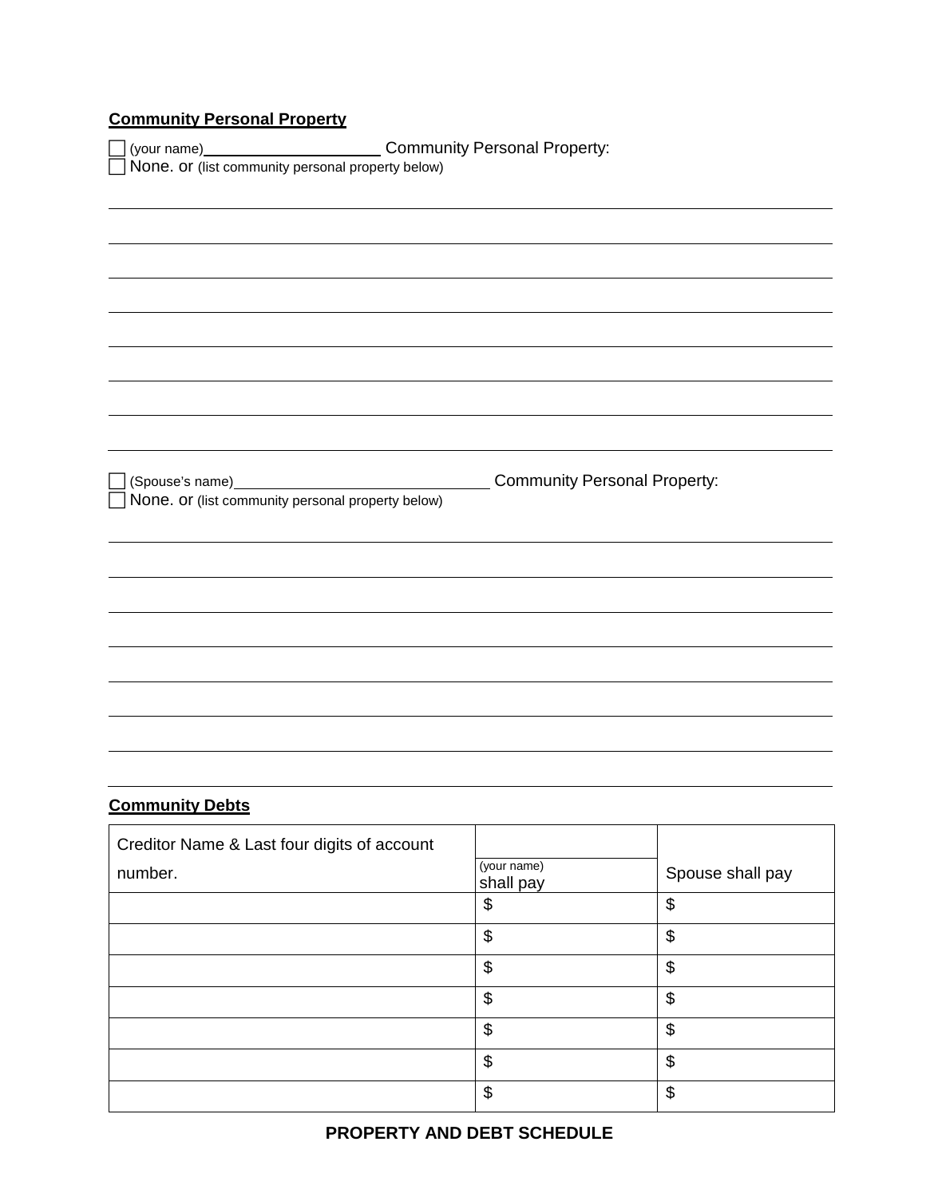**Community Personal Property**

☐ (your name)____________________ Community Personal Property:
☐ None. or (list community personal property below)

______________________________________________________________________________

______________________________________________________________________________

______________________________________________________________________________

______________________________________________________________________________

______________________________________________________________________________

______________________________________________________________________________

______________________________________________________________________________

______________________________________________________________________________

☐ (Spouse's name)______________________________ Community Personal Property:
☐ None. or (list community personal property below)

______________________________________________________________________________

______________________________________________________________________________

______________________________________________________________________________

______________________________________________________________________________

______________________________________________________________________________

______________________________________________________________________________

______________________________________________________________________________

______________________________________________________________________________

**Community Debts**

| Creditor Name & Last four digits of account number. | (your name) shall pay | Spouse shall pay |
|---|---|---|
| | $ | $ |
| | $ | $ |
| | $ | $ |
| | $ | $ |
| | $ | $ |
| | $ | $ |
| | $ | $ |

**PROPERTY AND DEBT SCHEDULE**